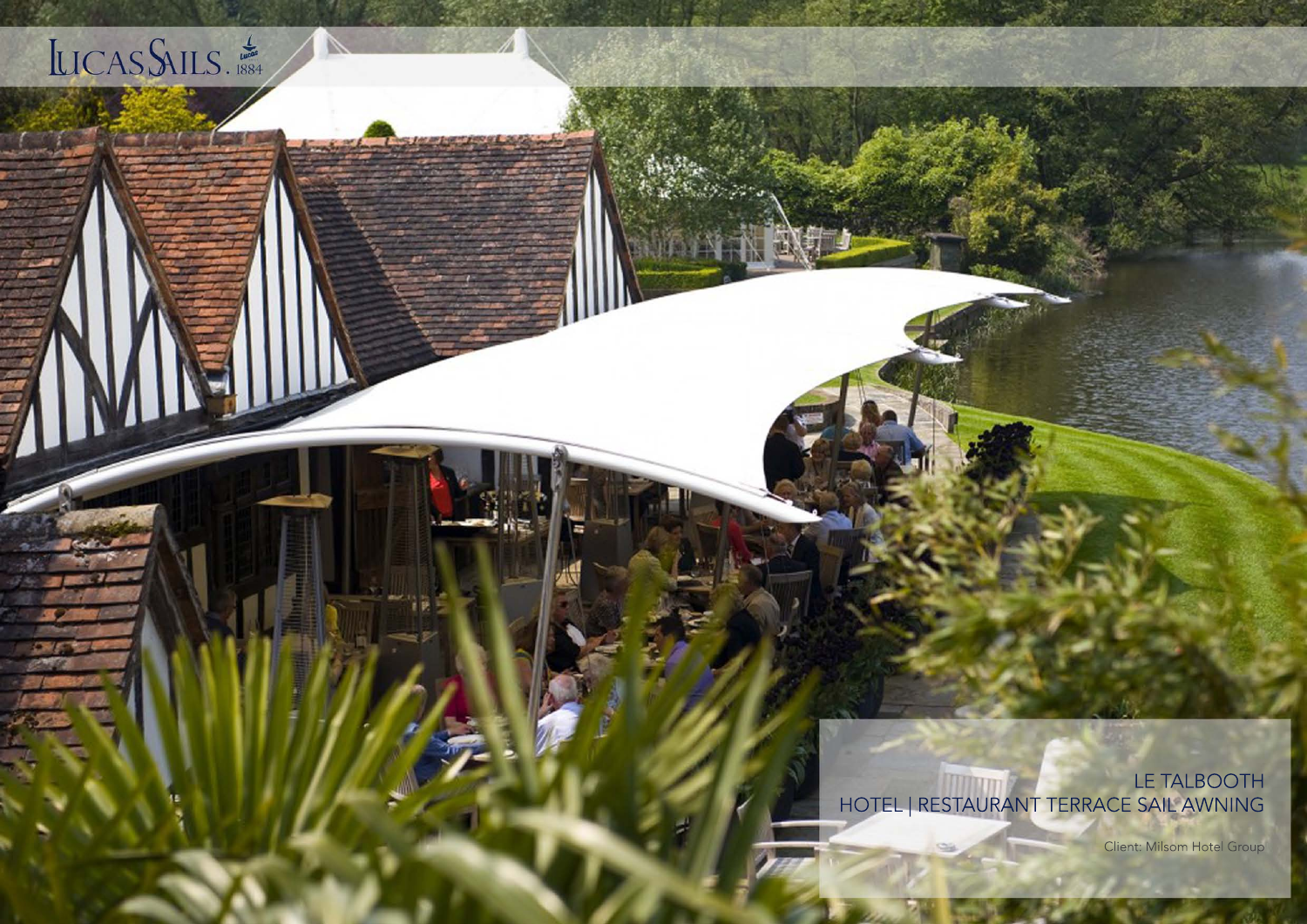LUCAS SAILS. 1884

LE TALBOOTH
HOTEL | RESTAURANT TERRACE SAIL AWNING

Client: Milsom Hotel Group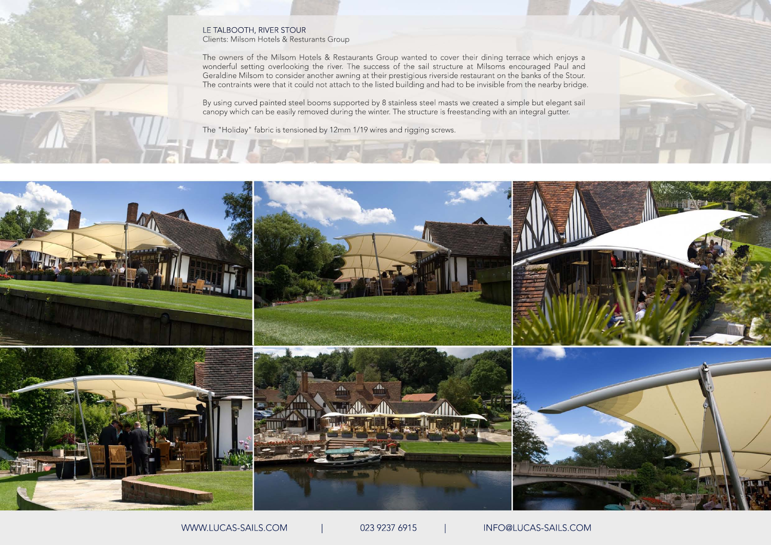LE TALBOOTH, RIVER STOUR

Clients: Milsom Hotels & Resturants Group

The owners of the Milsom Hotels & Restaurants Group wanted to cover their dining terrace which enjoys a wonderful setting overlooking the river. The success of the sail structure at Milsoms encouraged Paul and Geraldine Milsom to consider another awning at their prestigious riverside restaurant on the banks of the Stour. The contraints were that it could not attach to the listed building and had to be invisible from the nearby bridge.

By using curved painted steel booms supported by 8 stainless steel masts we created a simple but elegant sail canopy which can be easily removed during the winter. The structure is freestanding with an integral gutter.

The "Holiday" fabric is tensioned by 12mm 1/19 wires and rigging screws.

WWW.LUCAS-SAILS.COM | 023 9237 6915 | INFO@LUCAS-SAILS.COM